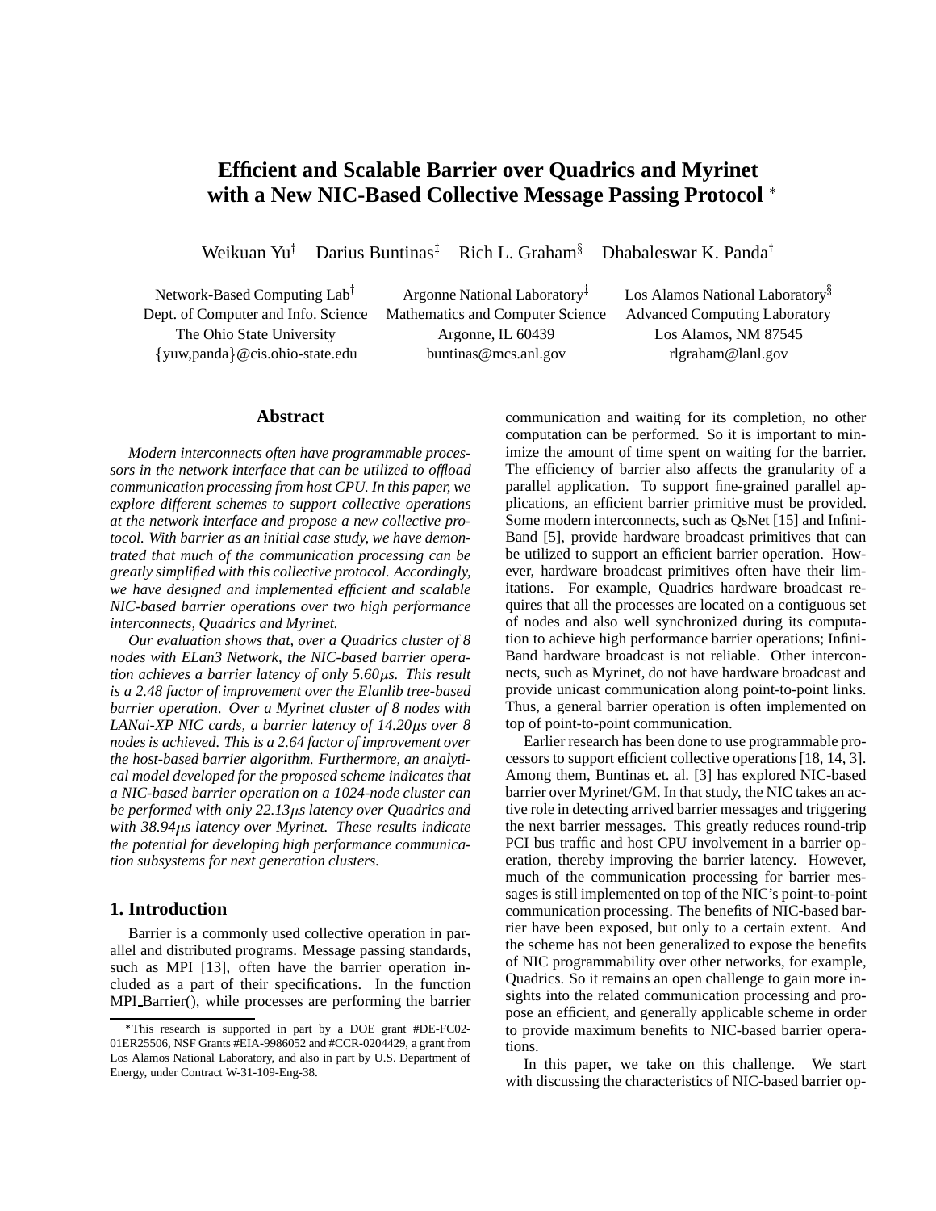# Efficient and Scalable Barrier over Quadrics and Myrinet with a New NIC-Based Collective Message Passing Protocol *

Weikuan Yu† Darius Buntinas‡ Rich L. Graham§ Dhabaleswar K. Panda†

Network-Based Computing Lab†
Dept. of Computer and Info. Science
The Ohio State University
{yuw,panda}@cis.ohio-state.edu

Argonne National Laboratory‡
Mathematics and Computer Science
Argonne, IL 60439
buntinas@mcs.anl.gov

Los Alamos National Laboratory§
Advanced Computing Laboratory
Los Alamos, NM 87545
rlgraham@lanl.gov

## Abstract

*Modern interconnects often have programmable processors in the network interface that can be utilized to offload communication processing from host CPU. In this paper, we explore different schemes to support collective operations at the network interface and propose a new collective protocol. With barrier as an initial case study, we have demonstrated that much of the communication processing can be greatly simplified with this collective protocol. Accordingly, we have designed and implemented efficient and scalable NIC-based barrier operations over two high performance interconnects, Quadrics and Myrinet.*

*Our evaluation shows that, over a Quadrics cluster of 8 nodes with ELan3 Network, the NIC-based barrier operation achieves a barrier latency of only 5.60$\mu$s. This result is a 2.48 factor of improvement over the Elanlib tree-based barrier operation. Over a Myrinet cluster of 8 nodes with LANai-XP NIC cards, a barrier latency of 14.20$\mu$s over 8 nodes is achieved. This is a 2.64 factor of improvement over the host-based barrier algorithm. Furthermore, an analytical model developed for the proposed scheme indicates that a NIC-based barrier operation on a 1024-node cluster can be performed with only 22.13$\mu$s latency over Quadrics and with 38.94$\mu$s latency over Myrinet. These results indicate the potential for developing high performance communication subsystems for next generation clusters.*

## 1. Introduction

Barrier is a commonly used collective operation in parallel and distributed programs. Message passing standards, such as MPI [13], often have the barrier operation included as a part of their specifications. In the function MPI_Barrier(), while processes are performing the barrier communication and waiting for its completion, no other computation can be performed. So it is important to minimize the amount of time spent on waiting for the barrier. The efficiency of barrier also affects the granularity of a parallel application. To support fine-grained parallel applications, an efficient barrier primitive must be provided. Some modern interconnects, such as QsNet [15] and InfiniBand [5], provide hardware broadcast primitives that can be utilized to support an efficient barrier operation. However, hardware broadcast primitives often have their limitations. For example, Quadrics hardware broadcast requires that all the processes are located on a contiguous set of nodes and also well synchronized during its computation to achieve high performance barrier operations; InfiniBand hardware broadcast is not reliable. Other interconnects, such as Myrinet, do not have hardware broadcast and provide unicast communication along point-to-point links. Thus, a general barrier operation is often implemented on top of point-to-point communication.

Earlier research has been done to use programmable processors to support efficient collective operations [18, 14, 3]. Among them, Buntinas et. al. [3] has explored NIC-based barrier over Myrinet/GM. In that study, the NIC takes an active role in detecting arrived barrier messages and triggering the next barrier messages. This greatly reduces round-trip PCI bus traffic and host CPU involvement in a barrier operation, thereby improving the barrier latency. However, much of the communication processing for barrier messages is still implemented on top of the NIC's point-to-point communication processing. The benefits of NIC-based barrier have been exposed, but only to a certain extent. And the scheme has not been generalized to expose the benefits of NIC programmability over other networks, for example, Quadrics. So it remains an open challenge to gain more insights into the related communication processing and propose an efficient, and generally applicable scheme in order to provide maximum benefits to NIC-based barrier operations.

In this paper, we take on this challenge. We start with discussing the characteristics of NIC-based barrier op-

*This research is supported in part by a DOE grant #DE-FC02-01ER25506, NSF Grants #EIA-9986052 and #CCR-0204429, a grant from Los Alamos National Laboratory, and also in part by U.S. Department of Energy, under Contract W-31-109-Eng-38.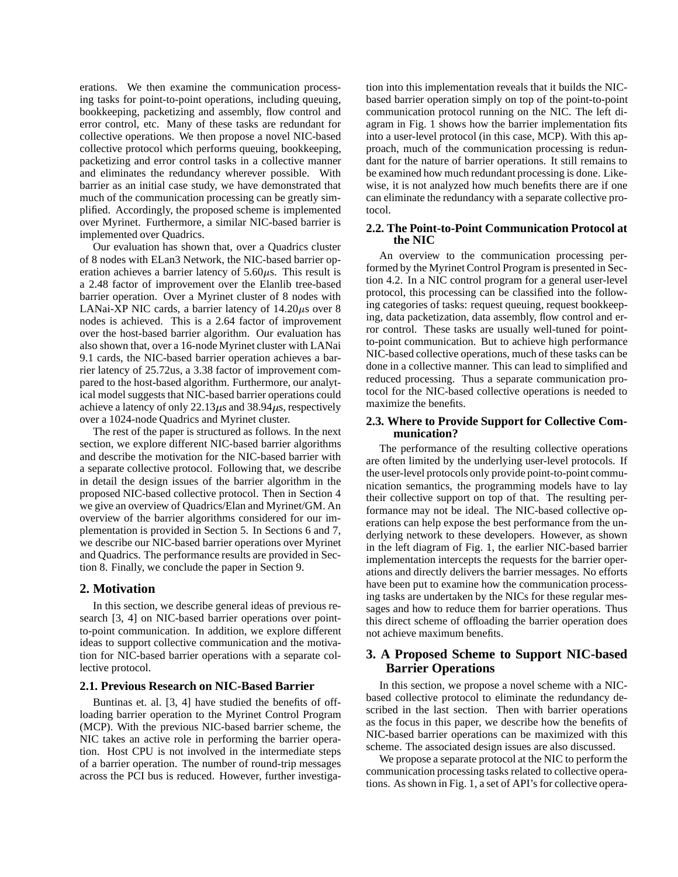erations. We then examine the communication processing tasks for point-to-point operations, including queuing, bookkeeping, packetizing and assembly, flow control and error control, etc. Many of these tasks are redundant for collective operations. We then propose a novel NIC-based collective protocol which performs queuing, bookkeeping, packetizing and error control tasks in a collective manner and eliminates the redundancy wherever possible. With barrier as an initial case study, we have demonstrated that much of the communication processing can be greatly simplified. Accordingly, the proposed scheme is implemented over Myrinet. Furthermore, a similar NIC-based barrier is implemented over Quadrics.

Our evaluation has shown that, over a Quadrics cluster of 8 nodes with ELan3 Network, the NIC-based barrier operation achieves a barrier latency of 5.60$\mu$s. This result is a 2.48 factor of improvement over the Elanlib tree-based barrier operation. Over a Myrinet cluster of 8 nodes with LANai-XP NIC cards, a barrier latency of 14.20$\mu$s over 8 nodes is achieved. This is a 2.64 factor of improvement over the host-based barrier algorithm. Our evaluation has also shown that, over a 16-node Myrinet cluster with LANai 9.1 cards, the NIC-based barrier operation achieves a barrier latency of 25.72us, a 3.38 factor of improvement compared to the host-based algorithm. Furthermore, our analytical model suggests that NIC-based barrier operations could achieve a latency of only 22.13$\mu$s and 38.94$\mu$s, respectively over a 1024-node Quadrics and Myrinet cluster.

The rest of the paper is structured as follows. In the next section, we explore different NIC-based barrier algorithms and describe the motivation for the NIC-based barrier with a separate collective protocol. Following that, we describe in detail the design issues of the barrier algorithm in the proposed NIC-based collective protocol. Then in Section 4 we give an overview of Quadrics/Elan and Myrinet/GM. An overview of the barrier algorithms considered for our implementation is provided in Section 5. In Sections 6 and 7, we describe our NIC-based barrier operations over Myrinet and Quadrics. The performance results are provided in Section 8. Finally, we conclude the paper in Section 9.

## 2. Motivation

In this section, we describe general ideas of previous research [3, 4] on NIC-based barrier operations over point-to-point communication. In addition, we explore different ideas to support collective communication and the motivation for NIC-based barrier operations with a separate collective protocol.

### 2.1. Previous Research on NIC-Based Barrier

Buntinas et. al. [3, 4] have studied the benefits of offloading barrier operation to the Myrinet Control Program (MCP). With the previous NIC-based barrier scheme, the NIC takes an active role in performing the barrier operation. Host CPU is not involved in the intermediate steps of a barrier operation. The number of round-trip messages across the PCI bus is reduced. However, further investigation into this implementation reveals that it builds the NIC-based barrier operation simply on top of the point-to-point communication protocol running on the NIC. The left diagram in Fig. 1 shows how the barrier implementation fits into a user-level protocol (in this case, MCP). With this approach, much of the communication processing is redundant for the nature of barrier operations. It still remains to be examined how much redundant processing is done. Likewise, it is not analyzed how much benefits there are if one can eliminate the redundancy with a separate collective protocol.

### 2.2. The Point-to-Point Communication Protocol at the NIC

An overview to the communication processing performed by the Myrinet Control Program is presented in Section 4.2. In a NIC control program for a general user-level protocol, this processing can be classified into the following categories of tasks: request queuing, request bookkeeping, data packetization, data assembly, flow control and error control. These tasks are usually well-tuned for point-to-point communication. But to achieve high performance NIC-based collective operations, much of these tasks can be done in a collective manner. This can lead to simplified and reduced processing. Thus a separate communication protocol for the NIC-based collective operations is needed to maximize the benefits.

### 2.3. Where to Provide Support for Collective Communication?

The performance of the resulting collective operations are often limited by the underlying user-level protocols. If the user-level protocols only provide point-to-point communication semantics, the programming models have to lay their collective support on top of that. The resulting performance may not be ideal. The NIC-based collective operations can help expose the best performance from the underlying network to these developers. However, as shown in the left diagram of Fig. 1, the earlier NIC-based barrier implementation intercepts the requests for the barrier operations and directly delivers the barrier messages. No efforts have been put to examine how the communication processing tasks are undertaken by the NICs for these regular messages and how to reduce them for barrier operations. Thus this direct scheme of offloading the barrier operation does not achieve maximum benefits.

## 3. A Proposed Scheme to Support NIC-based Barrier Operations

In this section, we propose a novel scheme with a NIC-based collective protocol to eliminate the redundancy described in the last section. Then with barrier operations as the focus in this paper, we describe how the benefits of NIC-based barrier operations can be maximized with this scheme. The associated design issues are also discussed.

We propose a separate protocol at the NIC to perform the communication processing tasks related to collective operations. As shown in Fig. 1, a set of API's for collective opera-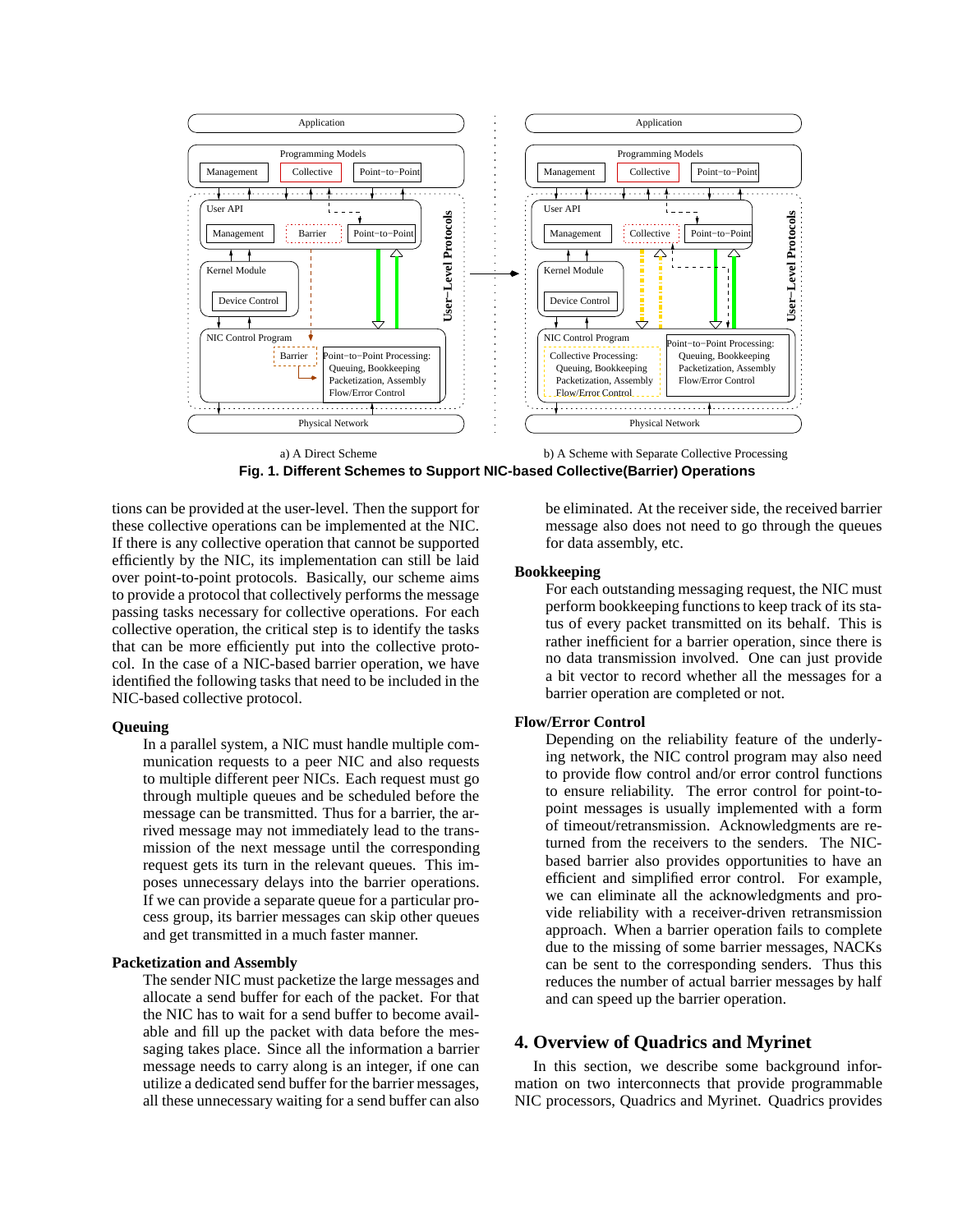a) A Direct Scheme

b) A Scheme with Separate Collective Processing

**Fig. 1. Different Schemes to Support NIC-based Collective(Barrier) Operations**

tions can be provided at the user-level. Then the support for these collective operations can be implemented at the NIC. If there is any collective operation that cannot be supported efficiently by the NIC, its implementation can still be laid over point-to-point protocols. Basically, our scheme aims to provide a protocol that collectively performs the message passing tasks necessary for collective operations. For each collective operation, the critical step is to identify the tasks that can be more efficiently put into the collective protocol. In the case of a NIC-based barrier operation, we have identified the following tasks that need to be included in the NIC-based collective protocol.

**Queuing**

In a parallel system, a NIC must handle multiple communication requests to a peer NIC and also requests to multiple different peer NICs. Each request must go through multiple queues and be scheduled before the message can be transmitted. Thus for a barrier, the arrived message may not immediately lead to the transmission of the next message until the corresponding request gets its turn in the relevant queues. This imposes unnecessary delays into the barrier operations. If we can provide a separate queue for a particular process group, its barrier messages can skip other queues and get transmitted in a much faster manner.

**Packetization and Assembly**

The sender NIC must packetize the large messages and allocate a send buffer for each of the packet. For that the NIC has to wait for a send buffer to become available and fill up the packet with data before the messaging takes place. Since all the information a barrier message needs to carry along is an integer, if one can utilize a dedicated send buffer for the barrier messages, all these unnecessary waiting for a send buffer can also be eliminated. At the receiver side, the received barrier message also does not need to go through the queues for data assembly, etc.

**Bookkeeping**

For each outstanding messaging request, the NIC must perform bookkeeping functions to keep track of its status of every packet transmitted on its behalf. This is rather inefficient for a barrier operation, since there is no data transmission involved. One can just provide a bit vector to record whether all the messages for a barrier operation are completed or not.

**Flow/Error Control**

Depending on the reliability feature of the underlying network, the NIC control program may also need to provide flow control and/or error control functions to ensure reliability. The error control for point-to-point messages is usually implemented with a form of timeout/retransmission. Acknowledgments are returned from the receivers to the senders. The NIC-based barrier also provides opportunities to have an efficient and simplified error control. For example, we can eliminate all the acknowledgments and provide reliability with a receiver-driven retransmission approach. When a barrier operation fails to complete due to the missing of some barrier messages, NACKs can be sent to the corresponding senders. Thus this reduces the number of actual barrier messages by half and can speed up the barrier operation.

## 4. Overview of Quadrics and Myrinet

In this section, we describe some background information on two interconnects that provide programmable NIC processors, Quadrics and Myrinet. Quadrics provides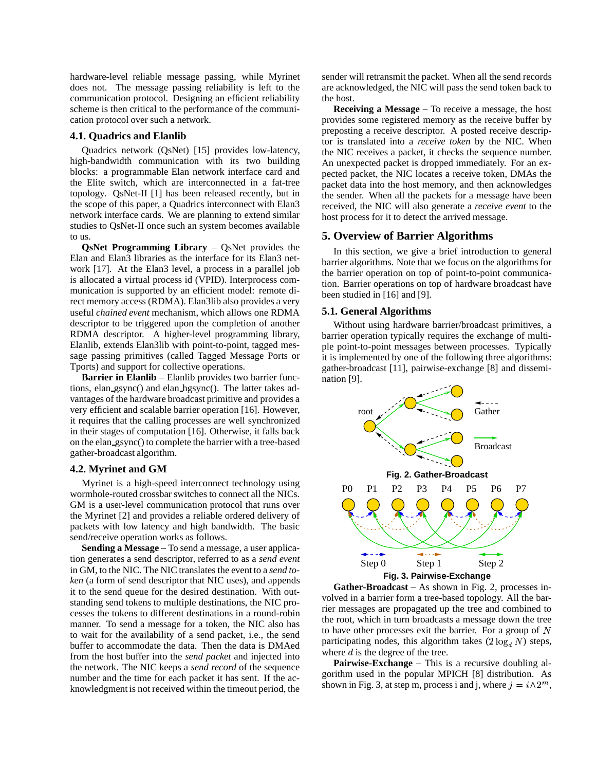hardware-level reliable message passing, while Myrinet does not. The message passing reliability is left to the communication protocol. Designing an efficient reliability scheme is then critical to the performance of the communication protocol over such a network.

### 4.1. Quadrics and Elanlib

Quadrics network (QsNet) [15] provides low-latency, high-bandwidth communication with its two building blocks: a programmable Elan network interface card and the Elite switch, which are interconnected in a fat-tree topology. QsNet-II [1] has been released recently, but in the scope of this paper, a Quadrics interconnect with Elan3 network interface cards. We are planning to extend similar studies to QsNet-II once such an system becomes available to us.

**QsNet Programming Library** – QsNet provides the Elan and Elan3 libraries as the interface for its Elan3 network [17]. At the Elan3 level, a process in a parallel job is allocated a virtual process id (VPID). Interprocess communication is supported by an efficient model: remote direct memory access (RDMA). Elan3lib also provides a very useful *chained event* mechanism, which allows one RDMA descriptor to be triggered upon the completion of another RDMA descriptor. A higher-level programming library, Elanlib, extends Elan3lib with point-to-point, tagged message passing primitives (called Tagged Message Ports or Tports) and support for collective operations.

**Barrier in Elanlib** – Elanlib provides two barrier functions, elan_gsync() and elan_hgsync(). The latter takes advantages of the hardware broadcast primitive and provides a very efficient and scalable barrier operation [16]. However, it requires that the calling processes are well synchronized in their stages of computation [16]. Otherwise, it falls back on the elan_gsync() to complete the barrier with a tree-based gather-broadcast algorithm.

### 4.2. Myrinet and GM

Myrinet is a high-speed interconnect technology using wormhole-routed crossbar switches to connect all the NICs. GM is a user-level communication protocol that runs over the Myrinet [2] and provides a reliable ordered delivery of packets with low latency and high bandwidth. The basic send/receive operation works as follows.

**Sending a Message** – To send a message, a user application generates a send descriptor, referred to as a *send event* in GM, to the NIC. The NIC translates the event to a *send token* (a form of send descriptor that NIC uses), and appends it to the send queue for the desired destination. With outstanding send tokens to multiple destinations, the NIC processes the tokens to different destinations in a round-robin manner. To send a message for a token, the NIC also has to wait for the availability of a send packet, i.e., the send buffer to accommodate the data. Then the data is DMAed from the host buffer into the *send packet* and injected into the network. The NIC keeps a *send record* of the sequence number and the time for each packet it has sent. If the acknowledgment is not received within the timeout period, the sender will retransmit the packet. When all the send records are acknowledged, the NIC will pass the send token back to the host.

**Receiving a Message** – To receive a message, the host provides some registered memory as the receive buffer by preposting a receive descriptor. A posted receive descriptor is translated into a *receive token* by the NIC. When the NIC receives a packet, it checks the sequence number. An unexpected packet is dropped immediately. For an expected packet, the NIC locates a receive token, DMAs the packet data into the host memory, and then acknowledges the sender. When all the packets for a message have been received, the NIC will also generate a *receive event* to the host process for it to detect the arrived message.

## 5. Overview of Barrier Algorithms

In this section, we give a brief introduction to general barrier algorithms. Note that we focus on the algorithms for the barrier operation on top of point-to-point communication. Barrier operations on top of hardware broadcast have been studied in [16] and [9].

### 5.1. General Algorithms

Without using hardware barrier/broadcast primitives, a barrier operation typically requires the exchange of multiple point-to-point messages between processes. Typically it is implemented by one of the following three algorithms: gather-broadcast [11], pairwise-exchange [8] and dissemination [9].

root
Gather
Broadcast

**Fig. 2. Gather-Broadcast**

P0 P1 P2 P3 P4 P5 P6 P7
Step 0 Step 1 Step 2

**Fig. 3. Pairwise-Exchange**

**Gather-Broadcast** – As shown in Fig. 2, processes involved in a barrier form a tree-based topology. All the barrier messages are propagated up the tree and combined to the root, which in turn broadcasts a message down the tree to have other processes exit the barrier. For a group of $N$ participating nodes, this algorithm takes $(2 \log_d N)$ steps, where $d$ is the degree of the tree.

**Pairwise-Exchange** – This is a recursive doubling algorithm used in the popular MPICH [8] distribution. As shown in Fig. 3, at step m, process i and j, where $j = i \wedge 2^m$,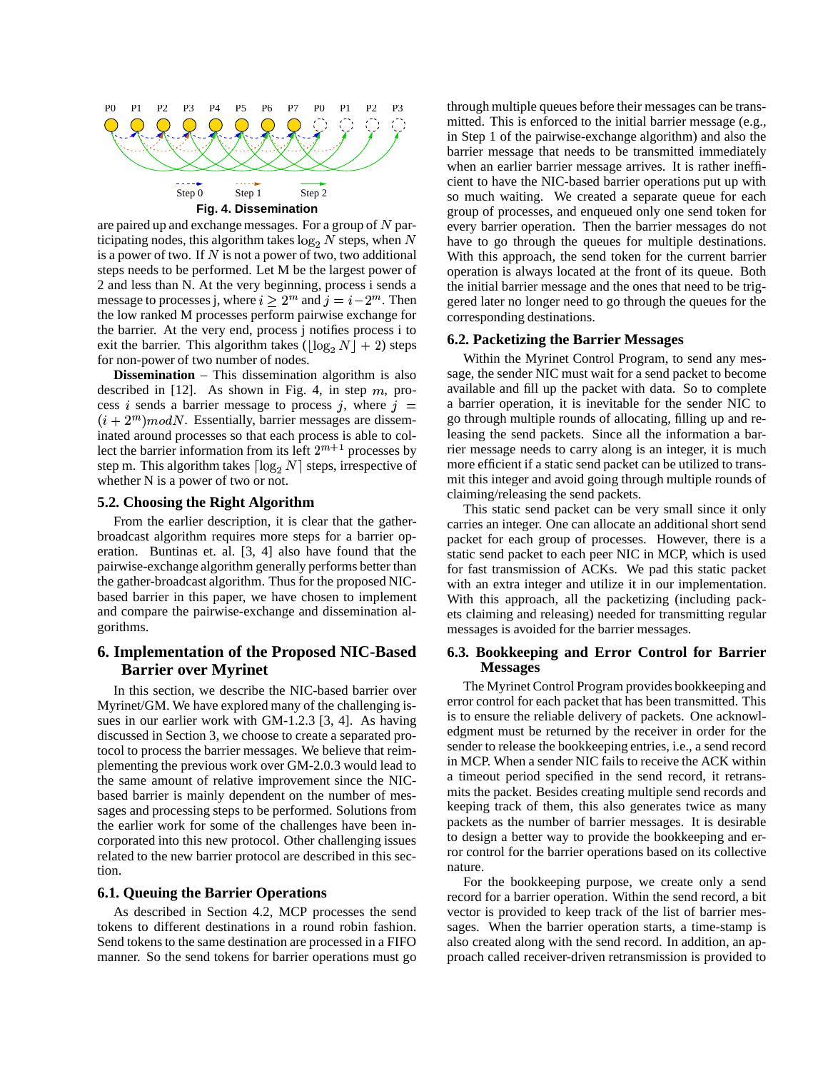P0 P1 P2 P3 P4 P5 P6 P7 P0 P1 P2 P3

Step 0 Step 1 Step 2

**Fig. 4. Dissemination**

are paired up and exchange messages. For a group of $N$ participating nodes, this algorithm takes $\log_2 N$ steps, when $N$ is a power of two. If $N$ is not a power of two, two additional steps needs to be performed. Let M be the largest power of 2 and less than N. At the very beginning, process i sends a message to processes j, where $i \geq 2^m$ and $j = i - 2^m$. Then the low ranked M processes perform pairwise exchange for the barrier. At the very end, process j notifies process i to exit the barrier. This algorithm takes ($\lfloor \log_2 N \rfloor + 2$) steps for non-power of two number of nodes.

**Dissemination** – This dissemination algorithm is also described in [12]. As shown in Fig. 4, in step $m$, process $i$ sends a barrier message to process $j$, where $j = (i + 2^m) mod N$. Essentially, barrier messages are disseminated around processes so that each process is able to collect the barrier information from its left $2^{m+1}$ processes by step m. This algorithm takes $\lceil \log_2 N \rceil$ steps, irrespective of whether N is a power of two or not.

### 5.2. Choosing the Right Algorithm

From the earlier description, it is clear that the gather-broadcast algorithm requires more steps for a barrier operation. Buntinas et. al. [3, 4] also have found that the pairwise-exchange algorithm generally performs better than the gather-broadcast algorithm. Thus for the proposed NIC-based barrier in this paper, we have chosen to implement and compare the pairwise-exchange and dissemination algorithms.

## 6. Implementation of the Proposed NIC-Based Barrier over Myrinet

In this section, we describe the NIC-based barrier over Myrinet/GM. We have explored many of the challenging issues in our earlier work with GM-1.2.3 [3, 4]. As having discussed in Section 3, we choose to create a separated protocol to process the barrier messages. We believe that reimplementing the previous work over GM-2.0.3 would lead to the same amount of relative improvement since the NIC-based barrier is mainly dependent on the number of messages and processing steps to be performed. Solutions from the earlier work for some of the challenges have been incorporated into this new protocol. Other challenging issues related to the new barrier protocol are described in this section.

### 6.1. Queuing the Barrier Operations

As described in Section 4.2, MCP processes the send tokens to different destinations in a round robin fashion. Send tokens to the same destination are processed in a FIFO manner. So the send tokens for barrier operations must go through multiple queues before their messages can be transmitted. This is enforced to the initial barrier message (e.g., in Step 1 of the pairwise-exchange algorithm) and also the barrier message that needs to be transmitted immediately when an earlier barrier message arrives. It is rather inefficient to have the NIC-based barrier operations put up with so much waiting. We created a separate queue for each group of processes, and enqueued only one send token for every barrier operation. Then the barrier messages do not have to go through the queues for multiple destinations. With this approach, the send token for the current barrier operation is always located at the front of its queue. Both the initial barrier message and the ones that need to be triggered later no longer need to go through the queues for the corresponding destinations.

### 6.2. Packetizing the Barrier Messages

Within the Myrinet Control Program, to send any message, the sender NIC must wait for a send packet to become available and fill up the packet with data. So to complete a barrier operation, it is inevitable for the sender NIC to go through multiple rounds of allocating, filling up and releasing the send packets. Since all the information a barrier message needs to carry along is an integer, it is much more efficient if a static send packet can be utilized to transmit this integer and avoid going through multiple rounds of claiming/releasing the send packets.

This static send packet can be very small since it only carries an integer. One can allocate an additional short send packet for each group of processes. However, there is a static send packet to each peer NIC in MCP, which is used for fast transmission of ACKs. We pad this static packet with an extra integer and utilize it in our implementation. With this approach, all the packetizing (including packets claiming and releasing) needed for transmitting regular messages is avoided for the barrier messages.

### 6.3. Bookkeeping and Error Control for Barrier Messages

The Myrinet Control Program provides bookkeeping and error control for each packet that has been transmitted. This is to ensure the reliable delivery of packets. One acknowledgment must be returned by the receiver in order for the sender to release the bookkeeping entries, i.e., a send record in MCP. When a sender NIC fails to receive the ACK within a timeout period specified in the send record, it retransmits the packet. Besides creating multiple send records and keeping track of them, this also generates twice as many packets as the number of barrier messages. It is desirable to design a better way to provide the bookkeeping and error control for the barrier operations based on its collective nature.

For the bookkeeping purpose, we create only a send record for a barrier operation. Within the send record, a bit vector is provided to keep track of the list of barrier messages. When the barrier operation starts, a time-stamp is also created along with the send record. In addition, an approach called receiver-driven retransmission is provided to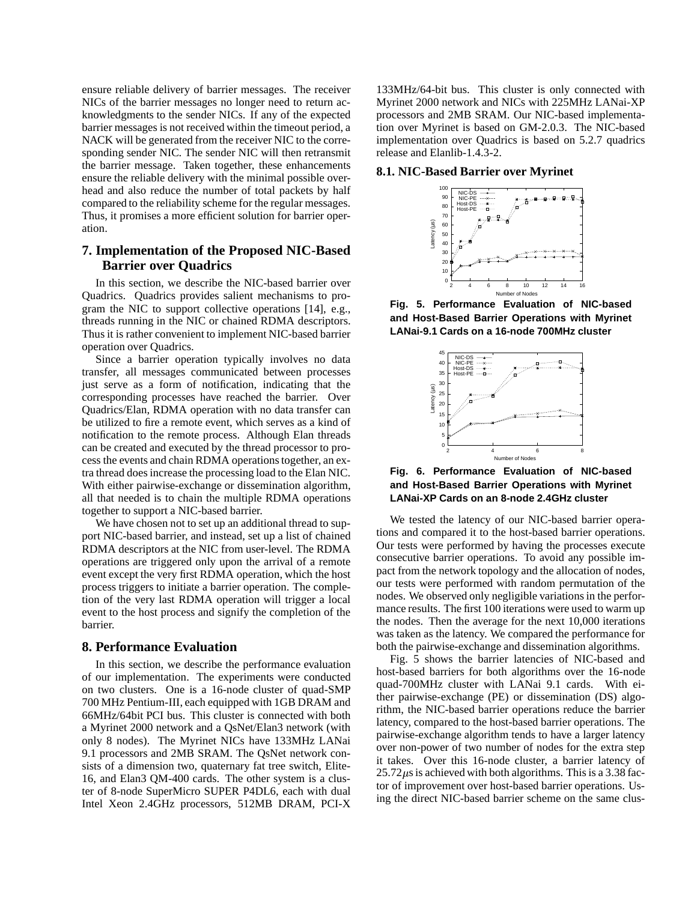ensure reliable delivery of barrier messages. The receiver NICs of the barrier messages no longer need to return acknowledgments to the sender NICs. If any of the expected barrier messages is not received within the timeout period, a NACK will be generated from the receiver NIC to the corresponding sender NIC. The sender NIC will then retransmit the barrier message. Taken together, these enhancements ensure the reliable delivery with the minimal possible overhead and also reduce the number of total packets by half compared to the reliability scheme for the regular messages. Thus, it promises a more efficient solution for barrier operation.

## 7. Implementation of the Proposed NIC-Based Barrier over Quadrics

In this section, we describe the NIC-based barrier over Quadrics. Quadrics provides salient mechanisms to program the NIC to support collective operations [14], e.g., threads running in the NIC or chained RDMA descriptors. Thus it is rather convenient to implement NIC-based barrier operation over Quadrics.

Since a barrier operation typically involves no data transfer, all messages communicated between processes just serve as a form of notification, indicating that the corresponding processes have reached the barrier. Over Quadrics/Elan, RDMA operation with no data transfer can be utilized to fire a remote event, which serves as a kind of notification to the remote process. Although Elan threads can be created and executed by the thread processor to process the events and chain RDMA operations together, an extra thread does increase the processing load to the Elan NIC. With either pairwise-exchange or dissemination algorithm, all that needed is to chain the multiple RDMA operations together to support a NIC-based barrier.

We have chosen not to set up an additional thread to support NIC-based barrier, and instead, set up a list of chained RDMA descriptors at the NIC from user-level. The RDMA operations are triggered only upon the arrival of a remote event except the very first RDMA operation, which the host process triggers to initiate a barrier operation. The completion of the very last RDMA operation will trigger a local event to the host process and signify the completion of the barrier.

## 8. Performance Evaluation

In this section, we describe the performance evaluation of our implementation. The experiments were conducted on two clusters. One is a 16-node cluster of quad-SMP 700 MHz Pentium-III, each equipped with 1GB DRAM and 66MHz/64bit PCI bus. This cluster is connected with both a Myrinet 2000 network and a QsNet/Elan3 network (with only 8 nodes). The Myrinet NICs have 133MHz LANai 9.1 processors and 2MB SRAM. The QsNet network consists of a dimension two, quaternary fat tree switch, Elite-16, and Elan3 QM-400 cards. The other system is a cluster of 8-node SuperMicro SUPER P4DL6, each with dual Intel Xeon 2.4GHz processors, 512MB DRAM, PCI-X 133MHz/64-bit bus. This cluster is only connected with Myrinet 2000 network and NICs with 225MHz LANai-XP processors and 2MB SRAM. Our NIC-based implementation over Myrinet is based on GM-2.0.3. The NIC-based implementation over Quadrics is based on 5.2.7 quadrics release and Elanlib-1.4.3-2.

### 8.1. NIC-Based Barrier over Myrinet

**Fig. 5. Performance Evaluation of NIC-based and Host-Based Barrier Operations with Myrinet LANai-9.1 Cards on a 16-node 700MHz cluster**

**Fig. 6. Performance Evaluation of NIC-based and Host-Based Barrier Operations with Myrinet LANai-XP Cards on an 8-node 2.4GHz cluster**

We tested the latency of our NIC-based barrier operations and compared it to the host-based barrier operations. Our tests were performed by having the processes execute consecutive barrier operations. To avoid any possible impact from the network topology and the allocation of nodes, our tests were performed with random permutation of the nodes. We observed only negligible variations in the performance results. The first 100 iterations were used to warm up the nodes. Then the average for the next 10,000 iterations was taken as the latency. We compared the performance for both the pairwise-exchange and dissemination algorithms.

Fig. 5 shows the barrier latencies of NIC-based and host-based barriers for both algorithms over the 16-node quad-700MHz cluster with LANai 9.1 cards. With either pairwise-exchange (PE) or dissemination (DS) algorithm, the NIC-based barrier operations reduce the barrier latency, compared to the host-based barrier operations. The pairwise-exchange algorithm tends to have a larger latency over non-power of two number of nodes for the extra step it takes. Over this 16-node cluster, a barrier latency of $25.72\mu s$ is achieved with both algorithms. This is a 3.38 factor of improvement over host-based barrier operations. Using the direct NIC-based barrier scheme on the same clus-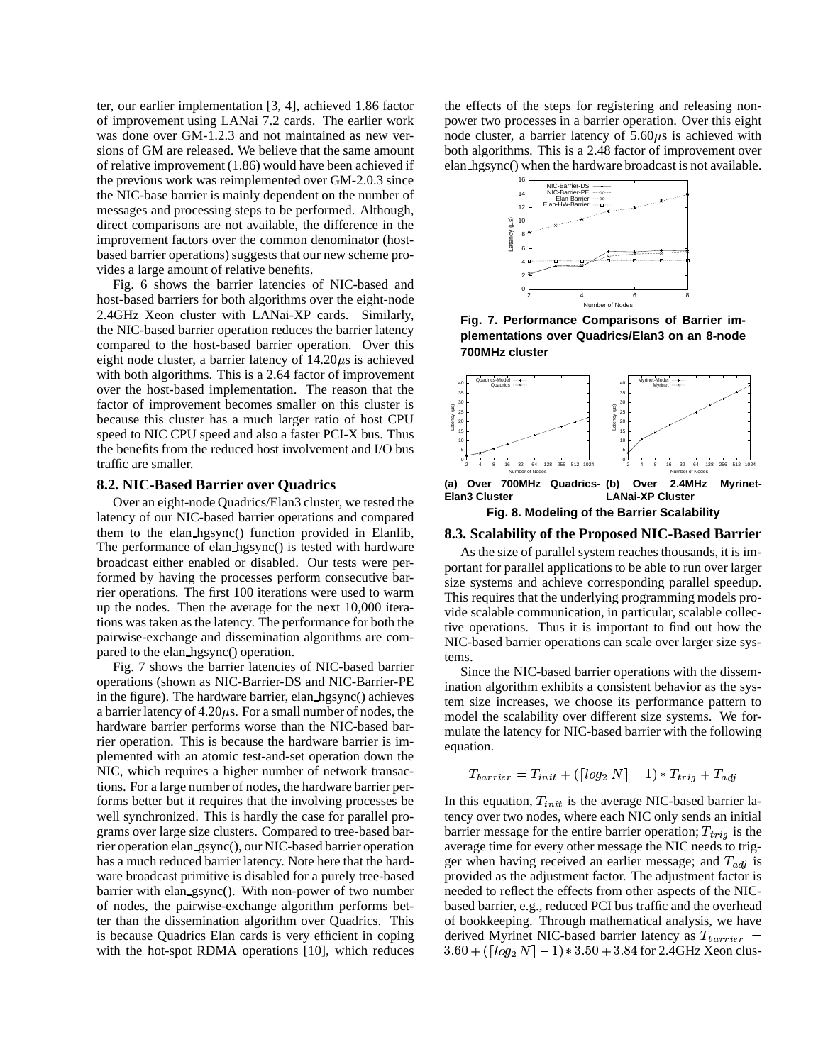ter, our earlier implementation [3, 4], achieved 1.86 factor of improvement using LANai 7.2 cards. The earlier work was done over GM-1.2.3 and not maintained as new versions of GM are released. We believe that the same amount of relative improvement (1.86) would have been achieved if the previous work was reimplemented over GM-2.0.3 since the NIC-base barrier is mainly dependent on the number of messages and processing steps to be performed. Although, direct comparisons are not available, the difference in the improvement factors over the common denominator (host-based barrier operations) suggests that our new scheme provides a large amount of relative benefits.

Fig. 6 shows the barrier latencies of NIC-based and host-based barriers for both algorithms over the eight-node 2.4GHz Xeon cluster with LANai-XP cards. Similarly, the NIC-based barrier operation reduces the barrier latency compared to the host-based barrier operation. Over this eight node cluster, a barrier latency of 14.20$\mu$s is achieved with both algorithms. This is a 2.64 factor of improvement over the host-based implementation. The reason that the factor of improvement becomes smaller on this cluster is because this cluster has a much larger ratio of host CPU speed to NIC CPU speed and also a faster PCI-X bus. Thus the benefits from the reduced host involvement and I/O bus traffic are smaller.

### 8.2. NIC-Based Barrier over Quadrics

Over an eight-node Quadrics/Elan3 cluster, we tested the latency of our NIC-based barrier operations and compared them to the elan_hgsync() function provided in Elanlib, The performance of elan_hgsync() is tested with hardware broadcast either enabled or disabled. Our tests were performed by having the processes perform consecutive barrier operations. The first 100 iterations were used to warm up the nodes. Then the average for the next 10,000 iterations was taken as the latency. The performance for both the pairwise-exchange and dissemination algorithms are compared to the elan_hgsync() operation.

Fig. 7 shows the barrier latencies of NIC-based barrier operations (shown as NIC-Barrier-DS and NIC-Barrier-PE in the figure). The hardware barrier, elan_hgsync() achieves a barrier latency of 4.20$\mu$s. For a small number of nodes, the hardware barrier performs worse than the NIC-based barrier operation. This is because the hardware barrier is implemented with an atomic test-and-set operation down the NIC, which requires a higher number of network transactions. For a large number of nodes, the hardware barrier performs better but it requires that the involving processes be well synchronized. This is hardly the case for parallel programs over large size clusters. Compared to tree-based barrier operation elan_gsync(), our NIC-based barrier operation has a much reduced barrier latency. Note here that the hardware broadcast primitive is disabled for a purely tree-based barrier with elan_gsync(). With non-power of two number of nodes, the pairwise-exchange algorithm performs better than the dissemination algorithm over Quadrics. This is because Quadrics Elan cards is very efficient in coping with the hot-spot RDMA operations [10], which reduces the effects of the steps for registering and releasing non-power two processes in a barrier operation. Over this eight node cluster, a barrier latency of 5.60$\mu$s is achieved with both algorithms. This is a 2.48 factor of improvement over elan_hgsync() when the hardware broadcast is not available.

**Fig. 7. Performance Comparisons of Barrier implementations over Quadrics/Elan3 on an 8-node 700MHz cluster**

**(a) Over 700MHz Quadrics-Elan3 Cluster** **(b) Over 2.4MHz Myrinet-LANai-XP Cluster**

**Fig. 8. Modeling of the Barrier Scalability**

### 8.3. Scalability of the Proposed NIC-Based Barrier

As the size of parallel system reaches thousands, it is important for parallel applications to be able to run over larger size systems and achieve corresponding parallel speedup. This requires that the underlying programming models provide scalable communication, in particular, scalable collective operations. Thus it is important to find out how the NIC-based barrier operations can scale over larger size systems.

Since the NIC-based barrier operations with the dissemination algorithm exhibits a consistent behavior as the system size increases, we choose its performance pattern to model the scalability over different size systems. We formulate the latency for NIC-based barrier with the following equation.

$$T_{barrier} = T_{init} + (\lceil log_2 N \rceil - 1) * T_{trig} + T_{adj}$$

In this equation, $T_{init}$ is the average NIC-based barrier latency over two nodes, where each NIC only sends an initial barrier message for the entire barrier operation; $T_{trig}$ is the average time for every other message the NIC needs to trigger when having received an earlier message; and $T_{adj}$ is provided as the adjustment factor. The adjustment factor is needed to reflect the effects from other aspects of the NIC-based barrier, e.g., reduced PCI bus traffic and the overhead of bookkeeping. Through mathematical analysis, we have derived Myrinet NIC-based barrier latency as $T_{barrier} = 3.60 + (\lceil log_2 N \rceil - 1) * 3.50 + 3.84$ for 2.4GHz Xeon clus-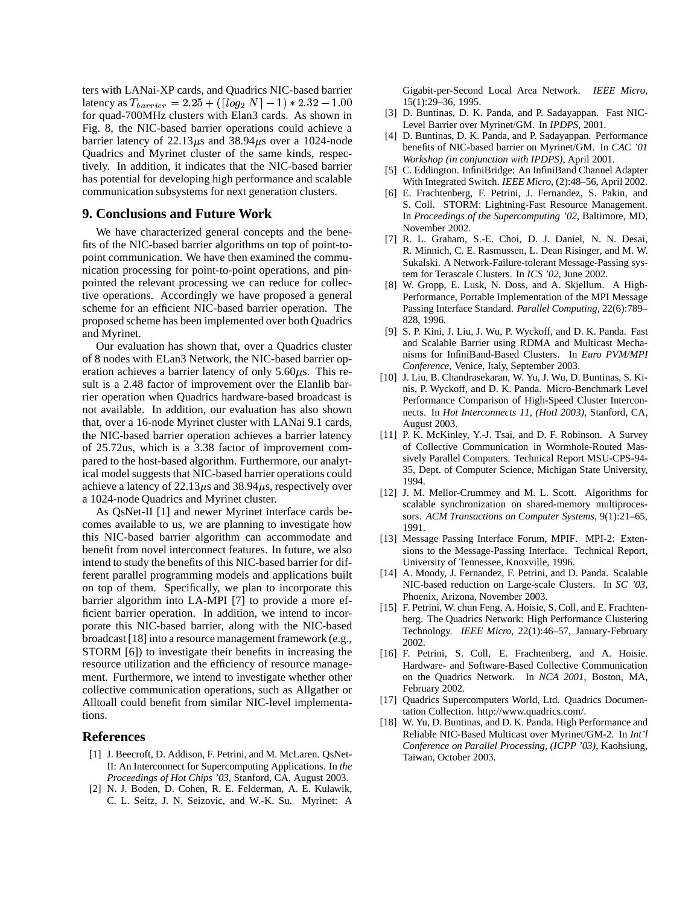ters with LANai-XP cards, and Quadrics NIC-based barrier latency as $T_{barrier} = 2.25 + (\lceil log_2 N \rceil - 1) * 2.32 - 1.00$ for quad-700MHz clusters with Elan3 cards. As shown in Fig. 8, the NIC-based barrier operations could achieve a barrier latency of 22.13$\mu$s and 38.94$\mu$s over a 1024-node Quadrics and Myrinet cluster of the same kinds, respectively. In addition, it indicates that the NIC-based barrier has potential for developing high performance and scalable communication subsystems for next generation clusters.

## 9. Conclusions and Future Work

We have characterized general concepts and the benefits of the NIC-based barrier algorithms on top of point-to-point communication. We have then examined the communication processing for point-to-point operations, and pinpointed the relevant processing we can reduce for collective operations. Accordingly we have proposed a general scheme for an efficient NIC-based barrier operation. The proposed scheme has been implemented over both Quadrics and Myrinet.

Our evaluation has shown that, over a Quadrics cluster of 8 nodes with ELan3 Network, the NIC-based barrier operation achieves a barrier latency of only 5.60$\mu$s. This result is a 2.48 factor of improvement over the Elanlib barrier operation when Quadrics hardware-based broadcast is not available. In addition, our evaluation has also shown that, over a 16-node Myrinet cluster with LANai 9.1 cards, the NIC-based barrier operation achieves a barrier latency of 25.72us, which is a 3.38 factor of improvement compared to the host-based algorithm. Furthermore, our analytical model suggests that NIC-based barrier operations could achieve a latency of 22.13$\mu$s and 38.94$\mu$s, respectively over a 1024-node Quadrics and Myrinet cluster.

As QsNet-II [1] and newer Myrinet interface cards becomes available to us, we are planning to investigate how this NIC-based barrier algorithm can accommodate and benefit from novel interconnect features. In future, we also intend to study the benefits of this NIC-based barrier for different parallel programming models and applications built on top of them. Specifically, we plan to incorporate this barrier algorithm into LA-MPI [7] to provide a more efficient barrier operation. In addition, we intend to incorporate this NIC-based barrier, along with the NIC-based broadcast [18] into a resource management framework (e.g., STORM [6]) to investigate their benefits in increasing the resource utilization and the efficiency of resource management. Furthermore, we intend to investigate whether other collective communication operations, such as Allgather or Alltoall could benefit from similar NIC-level implementations.

## References

[1] J. Beecroft, D. Addison, F. Petrini, and M. McLaren. QsNet-II: An Interconnect for Supercomputing Applications. In *the Proceedings of Hot Chips '03*, Stanford, CA, August 2003.

[2] N. J. Boden, D. Cohen, R. E. Felderman, A. E. Kulawik, C. L. Seitz, J. N. Seizovic, and W.-K. Su. Myrinet: A Gigabit-per-Second Local Area Network. *IEEE Micro*, 15(1):29–36, 1995.

[3] D. Buntinas, D. K. Panda, and P. Sadayappan. Fast NIC-Level Barrier over Myrinet/GM. In *IPDPS*, 2001.

[4] D. Buntinas, D. K. Panda, and P. Sadayappan. Performance benefits of NIC-based barrier on Myrinet/GM. In *CAC '01 Workshop (in conjunction with IPDPS)*, April 2001.

[5] C. Eddington. InfiniBridge: An InfiniBand Channel Adapter With Integrated Switch. *IEEE Micro*, (2):48–56, April 2002.

[6] E. Frachtenberg, F. Petrini, J. Fernandez, S. Pakin, and S. Coll. STORM: Lightning-Fast Resource Management. In *Proceedings of the Supercomputing '02*, Baltimore, MD, November 2002.

[7] R. L. Graham, S.-E. Choi, D. J. Daniel, N. N. Desai, R. Minnich, C. E. Rasmussen, L. Dean Risinger, and M. W. Sukalski. A Network-Failure-tolerant Message-Passing system for Terascale Clusters. In *ICS '02*, June 2002.

[8] W. Gropp, E. Lusk, N. Doss, and A. Skjellum. A High-Performance, Portable Implementation of the MPI Message Passing Interface Standard. *Parallel Computing*, 22(6):789–828, 1996.

[9] S. P. Kini, J. Liu, J. Wu, P. Wyckoff, and D. K. Panda. Fast and Scalable Barrier using RDMA and Multicast Mechanisms for InfiniBand-Based Clusters. In *Euro PVM/MPI Conference*, Venice, Italy, September 2003.

[10] J. Liu, B. Chandrasekaran, W. Yu, J. Wu, D. Buntinas, S. Kinis, P. Wyckoff, and D. K. Panda. Micro-Benchmark Level Performance Comparison of High-Speed Cluster Interconnects. In *Hot Interconnects 11, (HotI 2003)*, Stanford, CA, August 2003.

[11] P. K. McKinley, Y.-J. Tsai, and D. F. Robinson. A Survey of Collective Communication in Wormhole-Routed Massively Parallel Computers. Technical Report MSU-CPS-94-35, Dept. of Computer Science, Michigan State University, 1994.

[12] J. M. Mellor-Crummey and M. L. Scott. Algorithms for scalable synchronization on shared-memory multiprocessors. *ACM Transactions on Computer Systems*, 9(1):21–65, 1991.

[13] Message Passing Interface Forum, MPIF. MPI-2: Extensions to the Message-Passing Interface. Technical Report, University of Tennessee, Knoxville, 1996.

[14] A. Moody, J. Fernandez, F. Petrini, and D. Panda. Scalable NIC-based reduction on Large-scale Clusters. In *SC '03*, Phoenix, Arizona, November 2003.

[15] F. Petrini, W. chun Feng, A. Hoisie, S. Coll, and E. Frachtenberg. The Quadrics Network: High Performance Clustering Technology. *IEEE Micro*, 22(1):46–57, January-February 2002.

[16] F. Petrini, S. Coll, E. Frachtenberg, and A. Hoisie. Hardware- and Software-Based Collective Communication on the Quadrics Network. In *NCA 2001*, Boston, MA, February 2002.

[17] Quadrics Supercomputers World, Ltd. Quadrics Documentation Collection. http://www.quadrics.com/.

[18] W. Yu, D. Buntinas, and D. K. Panda. High Performance and Reliable NIC-Based Multicast over Myrinet/GM-2. In *Int'l Conference on Parallel Processing, (ICPP '03)*, Kaohsiung, Taiwan, October 2003.